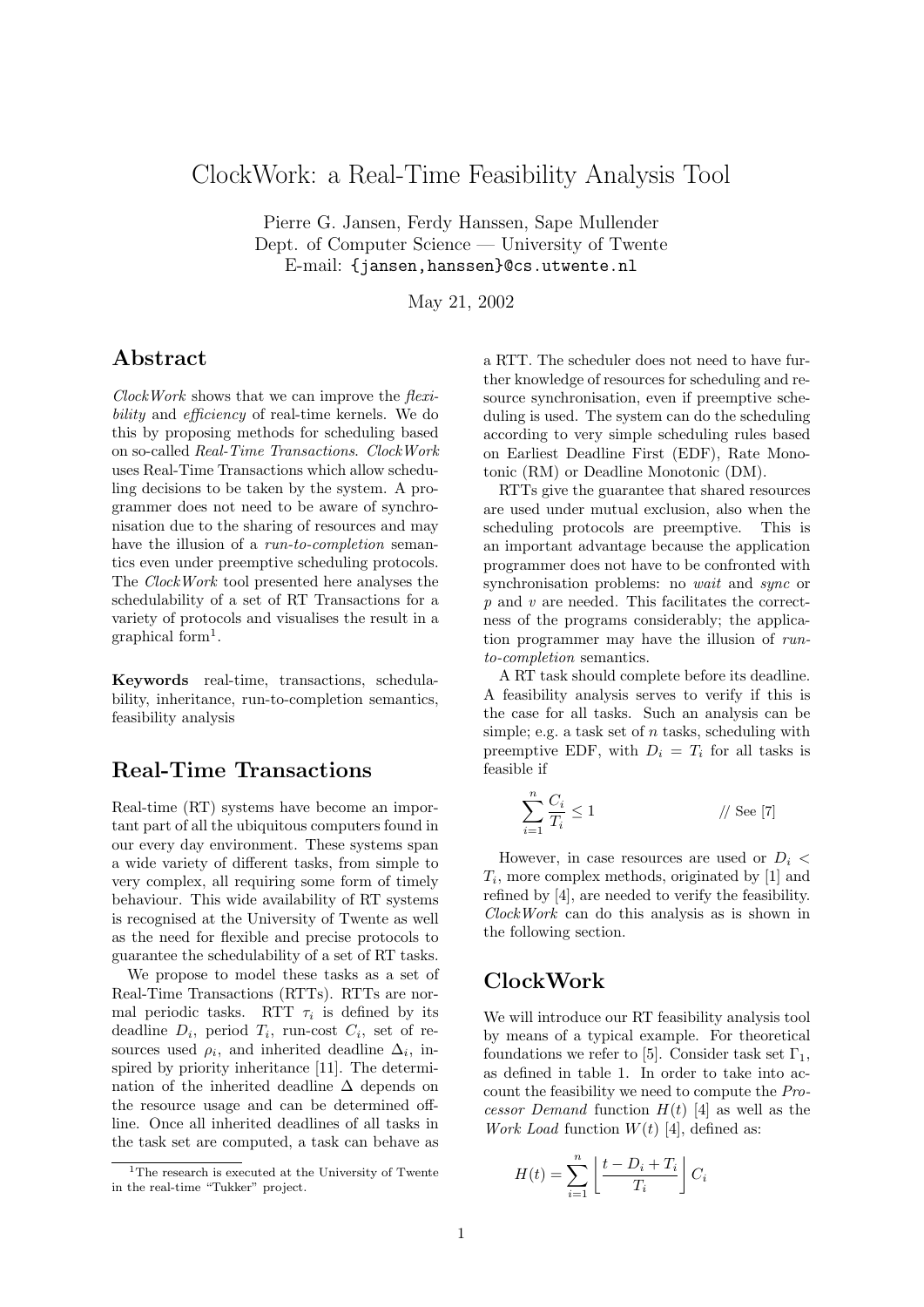#  ClockWork: a Real-Time Feasibility Analysis Tool

Pierre G. Jansen, Ferdy Hanssen, Sape Mullender
Dept. of Computer Science — University of Twente
E-mail: {jansen,hanssen}@cs.utwente.nl

May 21, 2002

## Abstract

*ClockWork* shows that we can improve the *flexibility* and *efficiency* of real-time kernels. We do this by proposing methods for scheduling based on so-called *Real-Time Transactions*. *ClockWork* uses Real-Time Transactions which allow scheduling decisions to be taken by the system. A programmer does not need to be aware of synchronisation due to the sharing of resources and may have the illusion of a *run-to-completion* semantics even under preemptive scheduling protocols. The *ClockWork* tool presented here analyses the schedulability of a set of RT Transactions for a variety of protocols and visualises the result in a graphical form[1].

**Keywords** real-time, transactions, schedulability, inheritance, run-to-completion semantics, feasibility analysis

## Real-Time Transactions

Real-time (RT) systems have become an important part of all the ubiquitous computers found in our every day environment. These systems span a wide variety of different tasks, from simple to very complex, all requiring some form of timely behaviour. This wide availability of RT systems is recognised at the University of Twente as well as the need for flexible and precise protocols to guarantee the schedulability of a set of RT tasks.

We propose to model these tasks as a set of Real-Time Transactions (RTTs). RTTs are normal periodic tasks. RTT $\tau_i$ is defined by its deadline $D_i$, period $T_i$, run-cost $C_i$, set of resources used $\rho_i$, and inherited deadline $\Delta_i$, inspired by priority inheritance [11]. The determination of the inherited deadline $\Delta$ depends on the resource usage and can be determined off-line. Once all inherited deadlines of all tasks in the task set are computed, a task can behave as a RTT. The scheduler does not need to have further knowledge of resources for scheduling and resource synchronisation, even if preemptive scheduling is used. The system can do the scheduling according to very simple scheduling rules based on Earliest Deadline First (EDF), Rate Monotonic (RM) or Deadline Monotonic (DM).

RTTs give the guarantee that shared resources are used under mutual exclusion, also when the scheduling protocols are preemptive. This is an important advantage because the application programmer does not have to be confronted with synchronisation problems: no *wait* and *sync* or *p* and *v* are needed. This facilitates the correctness of the programs considerably; the application programmer may have the illusion of *run-to-completion* semantics.

A RT task should complete before its deadline. A feasibility analysis serves to verify if this is the case for all tasks. Such an analysis can be simple; e.g. a task set of $n$ tasks, scheduling with preemptive EDF, with $D_i = T_i$ for all tasks is feasible if

$$\sum_{i=1}^{n} \frac{C_i}{T_i} \leq 1 \qquad \text{// See [7]}$$

However, in case resources are used or $D_i < T_i$, more complex methods, originated by [1] and refined by [4], are needed to verify the feasibility. *ClockWork* can do this analysis as is shown in the following section.

## ClockWork

We will introduce our RT feasibility analysis tool by means of a typical example. For theoretical foundations we refer to [5]. Consider task set $\Gamma_1$, as defined in table 1. In order to take into account the feasibility we need to compute the *Processor Demand* function $H(t)$ [4] as well as the *Work Load* function $W(t)$ [4], defined as:

$$H(t) = \sum_{i=1}^{n} \left\lfloor \frac{t - D_i + T_i}{T_i} \right\rfloor C_i$$

[1] The research is executed at the University of Twente in the real-time "Tukker" project.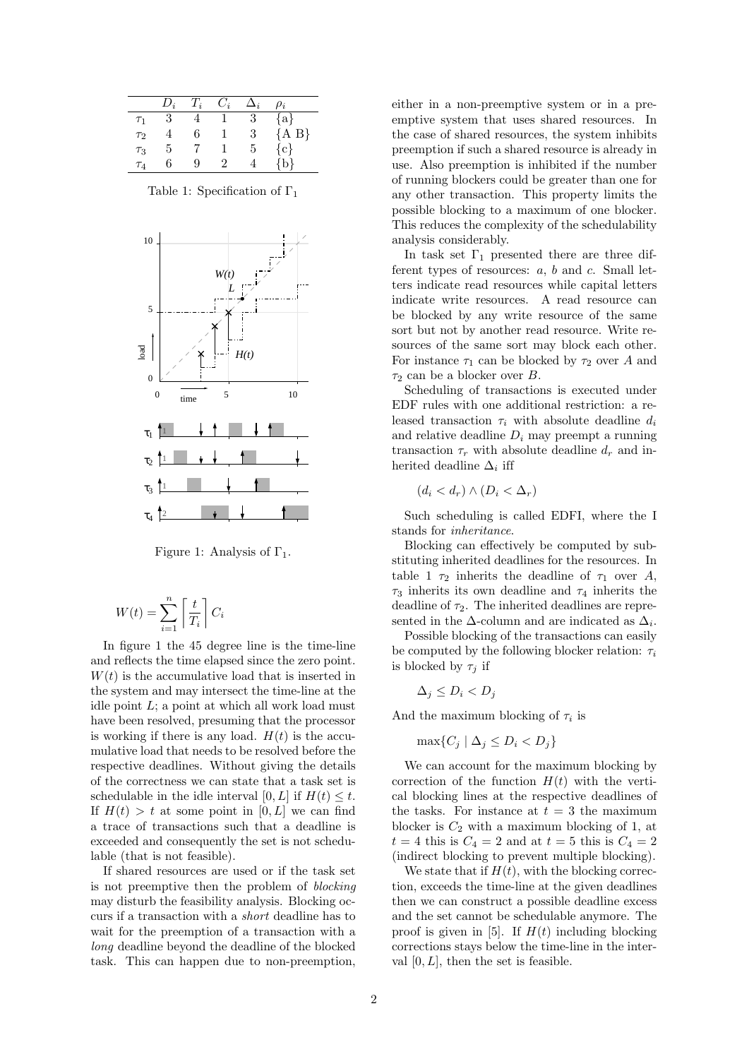| | $D_i$ | $T_i$ | $C_i$ | $\Delta_i$ | $\rho_i$ |
|---|---|---|---|---|---|
| $\tau_1$ | 3 | 4 | 1 | 3 | {a} |
| $\tau_2$ | 4 | 6 | 1 | 3 | {A B} |
| $\tau_3$ | 5 | 7 | 1 | 5 | {c} |
| $\tau_4$ | 6 | 9 | 2 | 4 | {b} |

Table 1: Specification of $\Gamma_1$

10
W(t)
L
5
load
H(t)
0
0 5 10
time
τ1 1
τ2 1
τ3 1
τ4 2

Figure 1: Analysis of $\Gamma_1$.

$$W(t) = \sum_{i=1}^{n} \left\lceil \frac{t}{T_i} \right\rceil C_i$$

In figure 1 the 45 degree line is the time-line and reflects the time elapsed since the zero point. $W(t)$ is the accumulative load that is inserted in the system and may intersect the time-line at the idle point $L$; a point at which all work load must have been resolved, presuming that the processor is working if there is any load. $H(t)$ is the accumulative load that needs to be resolved before the respective deadlines. Without giving the details of the correctness we can state that a task set is schedulable in the idle interval $[0, L]$ if $H(t) \leq t$. If $H(t) > t$ at some point in $[0, L]$ we can find a trace of transactions such that a deadline is exceeded and consequently the set is not schedulable (that is not feasible).

If shared resources are used or if the task set is not preemptive then the problem of *blocking* may disturb the feasibility analysis. Blocking occurs if a transaction with a *short* deadline has to wait for the preemption of a transaction with a *long* deadline beyond the deadline of the blocked task. This can happen due to non-preemption, either in a non-preemptive system or in a preemptive system that uses shared resources. In the case of shared resources, the system inhibits preemption if such a shared resource is already in use. Also preemption is inhibited if the number of running blockers could be greater than one for any other transaction. This property limits the possible blocking to a maximum of one blocker. This reduces the complexity of the schedulability analysis considerably.

In task set $\Gamma_1$ presented there are three different types of resources: $a$, $b$ and $c$. Small letters indicate read resources while capital letters indicate write resources. A read resource can be blocked by any write resource of the same sort but not by another read resource. Write resources of the same sort may block each other. For instance $\tau_1$ can be blocked by $\tau_2$ over $A$ and $\tau_2$ can be a blocker over $B$.

Scheduling of transactions is executed under EDF rules with one additional restriction: a released transaction $\tau_i$ with absolute deadline $d_i$ and relative deadline $D_i$ may preempt a running transaction $\tau_r$ with absolute deadline $d_r$ and inherited deadline $\Delta_i$ iff

$$(d_i < d_r) \wedge (D_i < \Delta_r)$$

Such scheduling is called EDFI, where the I stands for *inheritance*.

Blocking can effectively be computed by substituting inherited deadlines for the resources. In table 1 $\tau_2$ inherits the deadline of $\tau_1$ over $A$, $\tau_3$ inherits its own deadline and $\tau_4$ inherits the deadline of $\tau_2$. The inherited deadlines are represented in the $\Delta$-column and are indicated as $\Delta_i$.

Possible blocking of the transactions can easily be computed by the following blocker relation: $\tau_i$ is blocked by $\tau_j$ if

$$\Delta_j \leq D_i < D_j$$

And the maximum blocking of $\tau_i$ is

$$\max\{C_j \mid \Delta_j \leq D_i < D_j\}$$

We can account for the maximum blocking by correction of the function $H(t)$ with the vertical blocking lines at the respective deadlines of the tasks. For instance at $t = 3$ the maximum blocker is $C_2$ with a maximum blocking of 1, at $t = 4$ this is $C_4 = 2$ and at $t = 5$ this is $C_4 = 2$ (indirect blocking to prevent multiple blocking).

We state that if $H(t)$, with the blocking correction, exceeds the time-line at the given deadlines then we can construct a possible deadline excess and the set cannot be schedulable anymore. The proof is given in [5]. If $H(t)$ including blocking corrections stays below the time-line in the interval $[0, L]$, then the set is feasible.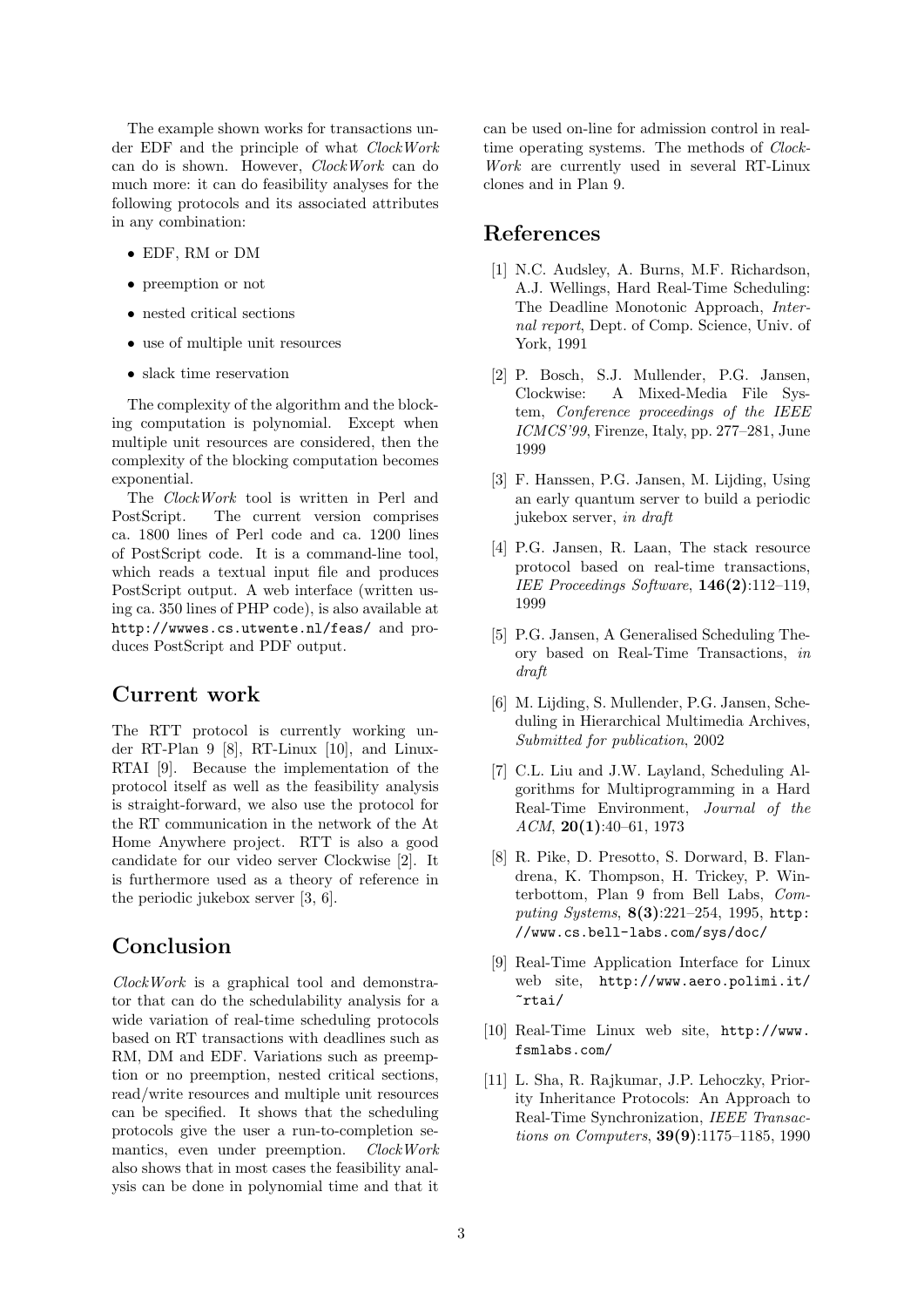The example shown works for transactions under EDF and the principle of what *ClockWork* can do is shown. However, *ClockWork* can do much more: it can do feasibility analyses for the following protocols and its associated attributes in any combination:

- EDF, RM or DM
- preemption or not
- nested critical sections
- use of multiple unit resources
- slack time reservation

The complexity of the algorithm and the blocking computation is polynomial. Except when multiple unit resources are considered, then the complexity of the blocking computation becomes exponential.

The *ClockWork* tool is written in Perl and PostScript. The current version comprises ca. 1800 lines of Perl code and ca. 1200 lines of PostScript code. It is a command-line tool, which reads a textual input file and produces PostScript output. A web interface (written using ca. 350 lines of PHP code), is also available at `http://wwwes.cs.utwente.nl/feas/` and produces PostScript and PDF output.

## Current work

The RTT protocol is currently working under RT-Plan 9 [8], RT-Linux [10], and Linux-RTAI [9]. Because the implementation of the protocol itself as well as the feasibility analysis is straight-forward, we also use the protocol for the RT communication in the network of the At Home Anywhere project. RTT is also a good candidate for our video server Clockwise [2]. It is furthermore used as a theory of reference in the periodic jukebox server [3, 6].

## Conclusion

*ClockWork* is a graphical tool and demonstrator that can do the schedulability analysis for a wide variation of real-time scheduling protocols based on RT transactions with deadlines such as RM, DM and EDF. Variations such as preemption or no preemption, nested critical sections, read/write resources and multiple unit resources can be specified. It shows that the scheduling protocols give the user a run-to-completion semantics, even under preemption. *ClockWork* also shows that in most cases the feasibility analysis can be done in polynomial time and that it can be used on-line for admission control in real-time operating systems. The methods of *ClockWork* are currently used in several RT-Linux clones and in Plan 9.

## References

[1] N.C. Audsley, A. Burns, M.F. Richardson, A.J. Wellings, Hard Real-Time Scheduling: The Deadline Monotonic Approach, *Internal report*, Dept. of Comp. Science, Univ. of York, 1991

[2] P. Bosch, S.J. Mullender, P.G. Jansen, Clockwise: A Mixed-Media File System, *Conference proceedings of the IEEE ICMCS'99*, Firenze, Italy, pp. 277–281, June 1999

[3] F. Hanssen, P.G. Jansen, M. Lijding, Using an early quantum server to build a periodic jukebox server, *in draft*

[4] P.G. Jansen, R. Laan, The stack resource protocol based on real-time transactions, *IEE Proceedings Software*, **146(2)**:112–119, 1999

[5] P.G. Jansen, A Generalised Scheduling Theory based on Real-Time Transactions, *in draft*

[6] M. Lijding, S. Mullender, P.G. Jansen, Scheduling in Hierarchical Multimedia Archives, *Submitted for publication*, 2002

[7] C.L. Liu and J.W. Layland, Scheduling Algorithms for Multiprogramming in a Hard Real-Time Environment, *Journal of the ACM*, **20(1)**:40–61, 1973

[8] R. Pike, D. Presotto, S. Dorward, B. Flandrena, K. Thompson, H. Trickey, P. Winterbottom, Plan 9 from Bell Labs, *Computing Systems*, **8(3)**:221–254, 1995, `http://www.cs.bell-labs.com/sys/doc/`

[9] Real-Time Application Interface for Linux web site, `http://www.aero.polimi.it/~rtai/`

[10] Real-Time Linux web site, `http://www.fsmlabs.com/`

[11] L. Sha, R. Rajkumar, J.P. Lehoczky, Priority Inheritance Protocols: An Approach to Real-Time Synchronization, *IEEE Transactions on Computers*, **39(9)**:1175–1185, 1990